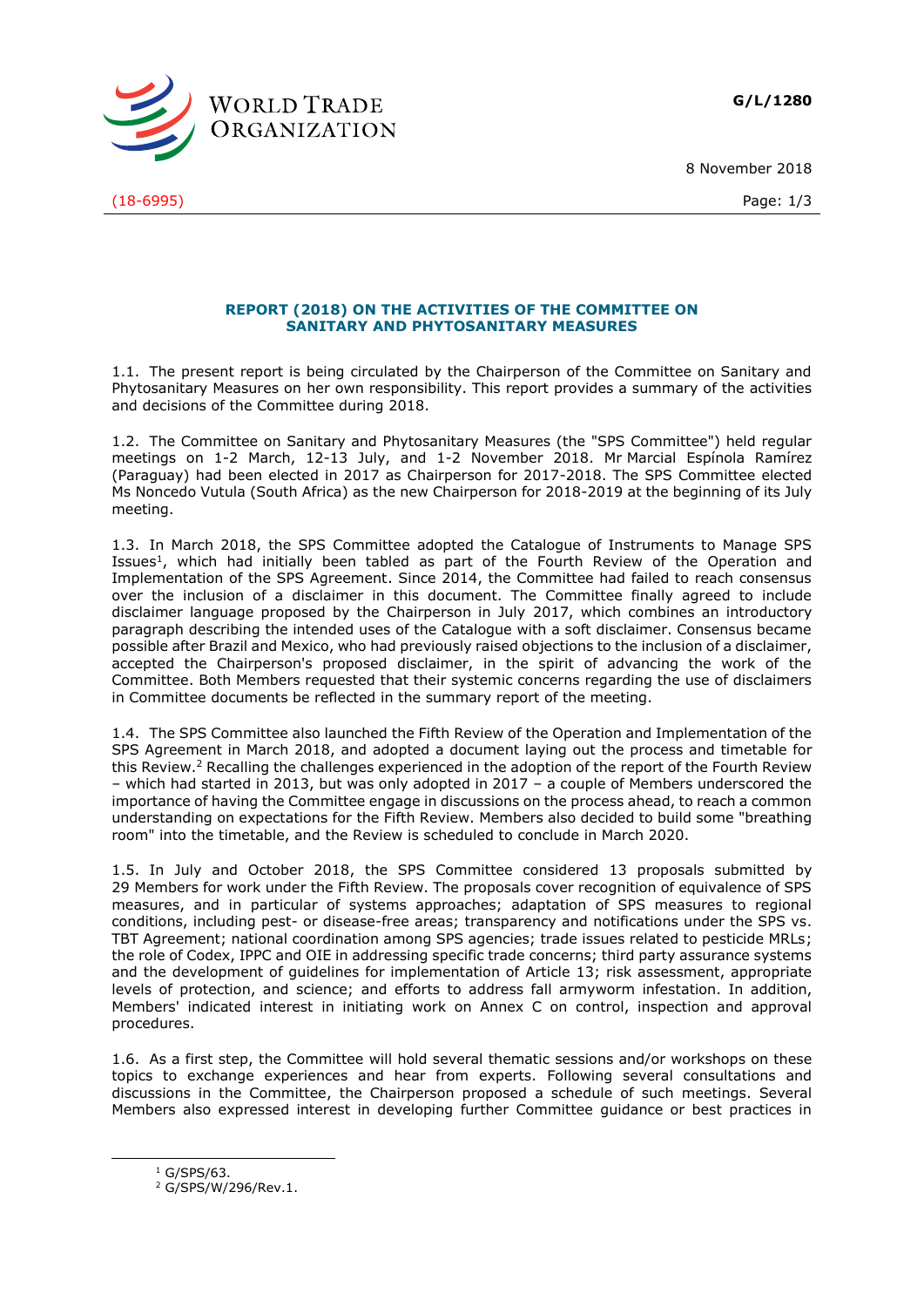G/L/1280

8 November 2018

(18-6995)

## REPORT (2018) ON THE ACTIVITIES OF THE COMMITTEE ON SANITARY AND PHYTOSANITARY MEASURES

1.1. The present report is being circulated by the Chairperson of the Committee on Sanitary and Phytosanitary Measures on her own responsibility. This report provides a summary of the activities and decisions of the Committee during 2018.

1.2. The Committee on Sanitary and Phytosanitary Measures (the "SPS Committee") held regular meetings on 1-2 March, 12-13 July, and 1-2 November 2018. Mr Marcial Espínola Ramírez (Paraguay) had been elected in 2017 as Chairperson for 2017-2018. The SPS Committee elected Ms Noncedo Vutula (South Africa) as the new Chairperson for 2018-2019 at the beginning of its July meeting.

1.3. In March 2018, the SPS Committee adopted the Catalogue of Instruments to Manage SPS Issues[1], which had initially been tabled as part of the Fourth Review of the Operation and Implementation of the SPS Agreement. Since 2014, the Committee had failed to reach consensus over the inclusion of a disclaimer in this document. The Committee finally agreed to include disclaimer language proposed by the Chairperson in July 2017, which combines an introductory paragraph describing the intended uses of the Catalogue with a soft disclaimer. Consensus became possible after Brazil and Mexico, who had previously raised objections to the inclusion of a disclaimer, accepted the Chairperson's proposed disclaimer, in the spirit of advancing the work of the Committee. Both Members requested that their systemic concerns regarding the use of disclaimers in Committee documents be reflected in the summary report of the meeting.

1.4. The SPS Committee also launched the Fifth Review of the Operation and Implementation of the SPS Agreement in March 2018, and adopted a document laying out the process and timetable for this Review.[2] Recalling the challenges experienced in the adoption of the report of the Fourth Review – which had started in 2013, but was only adopted in 2017 – a couple of Members underscored the importance of having the Committee engage in discussions on the process ahead, to reach a common understanding on expectations for the Fifth Review. Members also decided to build some "breathing room" into the timetable, and the Review is scheduled to conclude in March 2020.

1.5. In July and October 2018, the SPS Committee considered 13 proposals submitted by 29 Members for work under the Fifth Review. The proposals cover recognition of equivalence of SPS measures, and in particular of systems approaches; adaptation of SPS measures to regional conditions, including pest- or disease-free areas; transparency and notifications under the SPS vs. TBT Agreement; national coordination among SPS agencies; trade issues related to pesticide MRLs; the role of Codex, IPPC and OIE in addressing specific trade concerns; third party assurance systems and the development of guidelines for implementation of Article 13; risk assessment, appropriate levels of protection, and science; and efforts to address fall armyworm infestation. In addition, Members' indicated interest in initiating work on Annex C on control, inspection and approval procedures.

1.6. As a first step, the Committee will hold several thematic sessions and/or workshops on these topics to exchange experiences and hear from experts. Following several consultations and discussions in the Committee, the Chairperson proposed a schedule of such meetings. Several Members also expressed interest in developing further Committee guidance or best practices in

---

[1] G/SPS/63.

[2] G/SPS/W/296/Rev.1.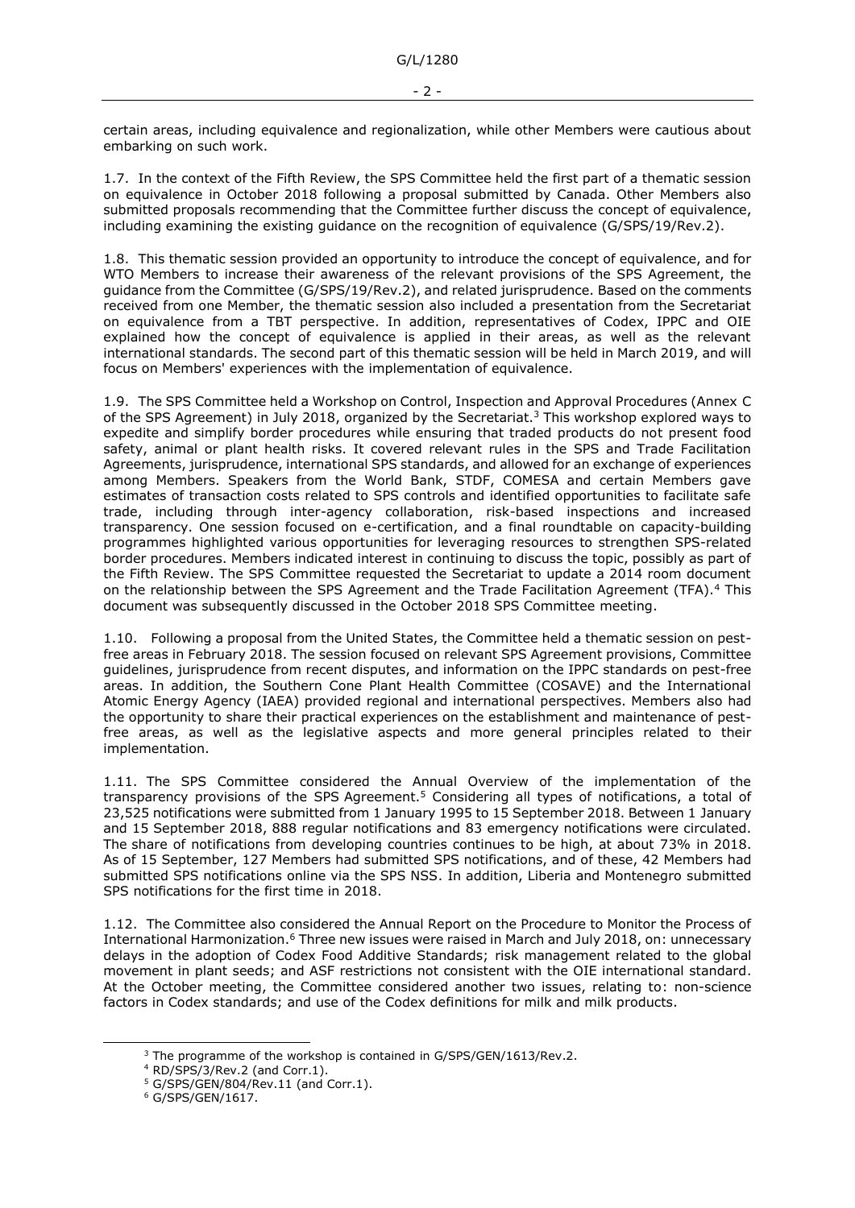certain areas, including equivalence and regionalization, while other Members were cautious about embarking on such work.

1.7. In the context of the Fifth Review, the SPS Committee held the first part of a thematic session on equivalence in October 2018 following a proposal submitted by Canada. Other Members also submitted proposals recommending that the Committee further discuss the concept of equivalence, including examining the existing guidance on the recognition of equivalence (G/SPS/19/Rev.2).

1.8. This thematic session provided an opportunity to introduce the concept of equivalence, and for WTO Members to increase their awareness of the relevant provisions of the SPS Agreement, the guidance from the Committee (G/SPS/19/Rev.2), and related jurisprudence. Based on the comments received from one Member, the thematic session also included a presentation from the Secretariat on equivalence from a TBT perspective. In addition, representatives of Codex, IPPC and OIE explained how the concept of equivalence is applied in their areas, as well as the relevant international standards. The second part of this thematic session will be held in March 2019, and will focus on Members' experiences with the implementation of equivalence.

1.9. The SPS Committee held a Workshop on Control, Inspection and Approval Procedures (Annex C of the SPS Agreement) in July 2018, organized by the Secretariat.[3] This workshop explored ways to expedite and simplify border procedures while ensuring that traded products do not present food safety, animal or plant health risks. It covered relevant rules in the SPS and Trade Facilitation Agreements, jurisprudence, international SPS standards, and allowed for an exchange of experiences among Members. Speakers from the World Bank, STDF, COMESA and certain Members gave estimates of transaction costs related to SPS controls and identified opportunities to facilitate safe trade, including through inter-agency collaboration, risk-based inspections and increased transparency. One session focused on e-certification, and a final roundtable on capacity-building programmes highlighted various opportunities for leveraging resources to strengthen SPS-related border procedures. Members indicated interest in continuing to discuss the topic, possibly as part of the Fifth Review. The SPS Committee requested the Secretariat to update a 2014 room document on the relationship between the SPS Agreement and the Trade Facilitation Agreement (TFA).[4] This document was subsequently discussed in the October 2018 SPS Committee meeting.

1.10. Following a proposal from the United States, the Committee held a thematic session on pest-free areas in February 2018. The session focused on relevant SPS Agreement provisions, Committee guidelines, jurisprudence from recent disputes, and information on the IPPC standards on pest-free areas. In addition, the Southern Cone Plant Health Committee (COSAVE) and the International Atomic Energy Agency (IAEA) provided regional and international perspectives. Members also had the opportunity to share their practical experiences on the establishment and maintenance of pest-free areas, as well as the legislative aspects and more general principles related to their implementation.

1.11. The SPS Committee considered the Annual Overview of the implementation of the transparency provisions of the SPS Agreement.[5] Considering all types of notifications, a total of 23,525 notifications were submitted from 1 January 1995 to 15 September 2018. Between 1 January and 15 September 2018, 888 regular notifications and 83 emergency notifications were circulated. The share of notifications from developing countries continues to be high, at about 73% in 2018. As of 15 September, 127 Members had submitted SPS notifications, and of these, 42 Members had submitted SPS notifications online via the SPS NSS. In addition, Liberia and Montenegro submitted SPS notifications for the first time in 2018.

1.12. The Committee also considered the Annual Report on the Procedure to Monitor the Process of International Harmonization.[6] Three new issues were raised in March and July 2018, on: unnecessary delays in the adoption of Codex Food Additive Standards; risk management related to the global movement in plant seeds; and ASF restrictions not consistent with the OIE international standard. At the October meeting, the Committee considered another two issues, relating to: non-science factors in Codex standards; and use of the Codex definitions for milk and milk products.

---

[3] The programme of the workshop is contained in G/SPS/GEN/1613/Rev.2.

[4] RD/SPS/3/Rev.2 (and Corr.1).

[5] G/SPS/GEN/804/Rev.11 (and Corr.1).

[6] G/SPS/GEN/1617.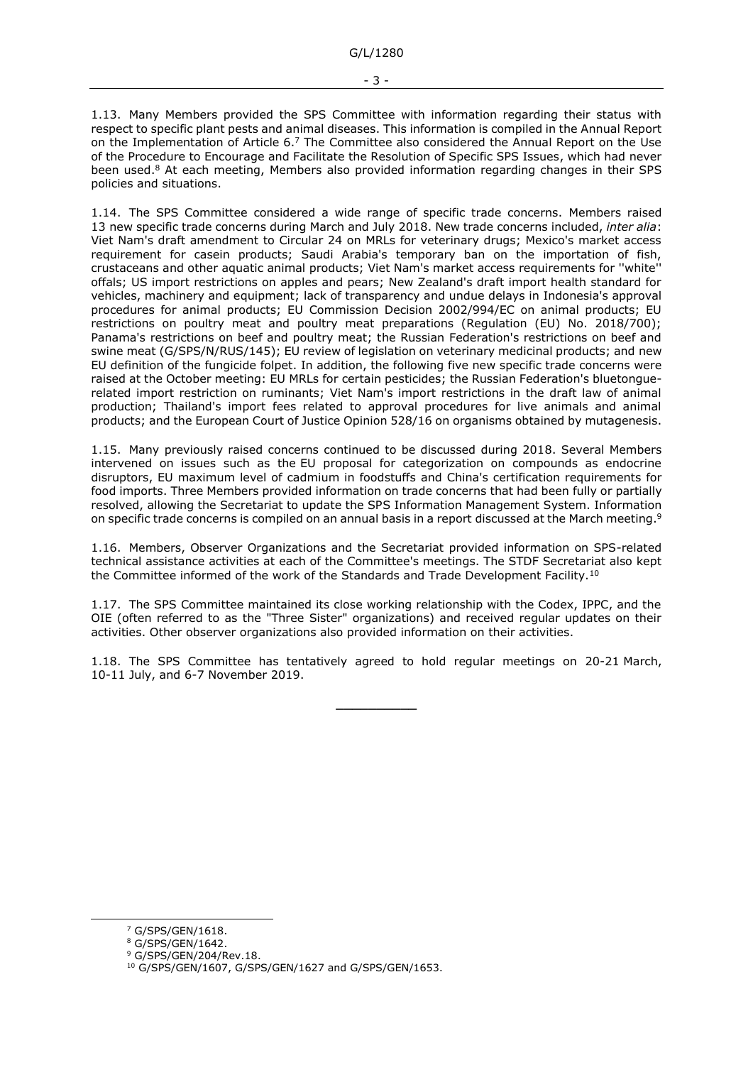1.13. Many Members provided the SPS Committee with information regarding their status with respect to specific plant pests and animal diseases. This information is compiled in the Annual Report on the Implementation of Article 6.[7] The Committee also considered the Annual Report on the Use of the Procedure to Encourage and Facilitate the Resolution of Specific SPS Issues, which had never been used.[8] At each meeting, Members also provided information regarding changes in their SPS policies and situations.

1.14. The SPS Committee considered a wide range of specific trade concerns. Members raised 13 new specific trade concerns during March and July 2018. New trade concerns included, *inter alia*: Viet Nam's draft amendment to Circular 24 on MRLs for veterinary drugs; Mexico's market access requirement for casein products; Saudi Arabia's temporary ban on the importation of fish, crustaceans and other aquatic animal products; Viet Nam's market access requirements for ''white'' offals; US import restrictions on apples and pears; New Zealand's draft import health standard for vehicles, machinery and equipment; lack of transparency and undue delays in Indonesia's approval procedures for animal products; EU Commission Decision 2002/994/EC on animal products; EU restrictions on poultry meat and poultry meat preparations (Regulation (EU) No. 2018/700); Panama's restrictions on beef and poultry meat; the Russian Federation's restrictions on beef and swine meat (G/SPS/N/RUS/145); EU review of legislation on veterinary medicinal products; and new EU definition of the fungicide folpet. In addition, the following five new specific trade concerns were raised at the October meeting: EU MRLs for certain pesticides; the Russian Federation's bluetongue-related import restriction on ruminants; Viet Nam's import restrictions in the draft law of animal production; Thailand's import fees related to approval procedures for live animals and animal products; and the European Court of Justice Opinion 528/16 on organisms obtained by mutagenesis.

1.15. Many previously raised concerns continued to be discussed during 2018. Several Members intervened on issues such as the EU proposal for categorization on compounds as endocrine disruptors, EU maximum level of cadmium in foodstuffs and China's certification requirements for food imports. Three Members provided information on trade concerns that had been fully or partially resolved, allowing the Secretariat to update the SPS Information Management System. Information on specific trade concerns is compiled on an annual basis in a report discussed at the March meeting.[9]

1.16. Members, Observer Organizations and the Secretariat provided information on SPS-related technical assistance activities at each of the Committee's meetings. The STDF Secretariat also kept the Committee informed of the work of the Standards and Trade Development Facility.[10]

1.17. The SPS Committee maintained its close working relationship with the Codex, IPPC, and the OIE (often referred to as the "Three Sister" organizations) and received regular updates on their activities. Other observer organizations also provided information on their activities.

1.18. The SPS Committee has tentatively agreed to hold regular meetings on 20-21 March, 10-11 July, and 6-7 November 2019.

__________

[7] G/SPS/GEN/1618.

[8] G/SPS/GEN/1642.

[9] G/SPS/GEN/204/Rev.18.

[10] G/SPS/GEN/1607, G/SPS/GEN/1627 and G/SPS/GEN/1653.